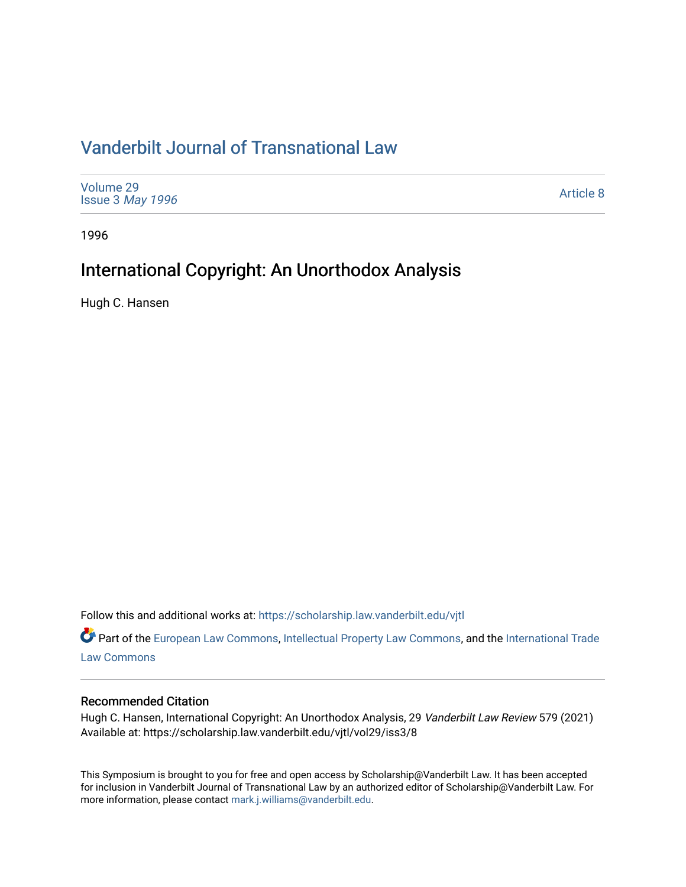# Vanderbilt Journal of Transnational Law

Volume 29
Issue 3 *May 1996*

Article 8

1996

## International Copyright: An Unorthodox Analysis

Hugh C. Hansen

Follow this and additional works at: https://scholarship.law.vanderbilt.edu/vjtl

Part of the European Law Commons, Intellectual Property Law Commons, and the International Trade Law Commons

### Recommended Citation

Hugh C. Hansen, International Copyright: An Unorthodox Analysis, 29 *Vanderbilt Law Review* 579 (2021)
Available at: https://scholarship.law.vanderbilt.edu/vjtl/vol29/iss3/8

This Symposium is brought to you for free and open access by Scholarship@Vanderbilt Law. It has been accepted for inclusion in Vanderbilt Journal of Transnational Law by an authorized editor of Scholarship@Vanderbilt Law. For more information, please contact mark.j.williams@vanderbilt.edu.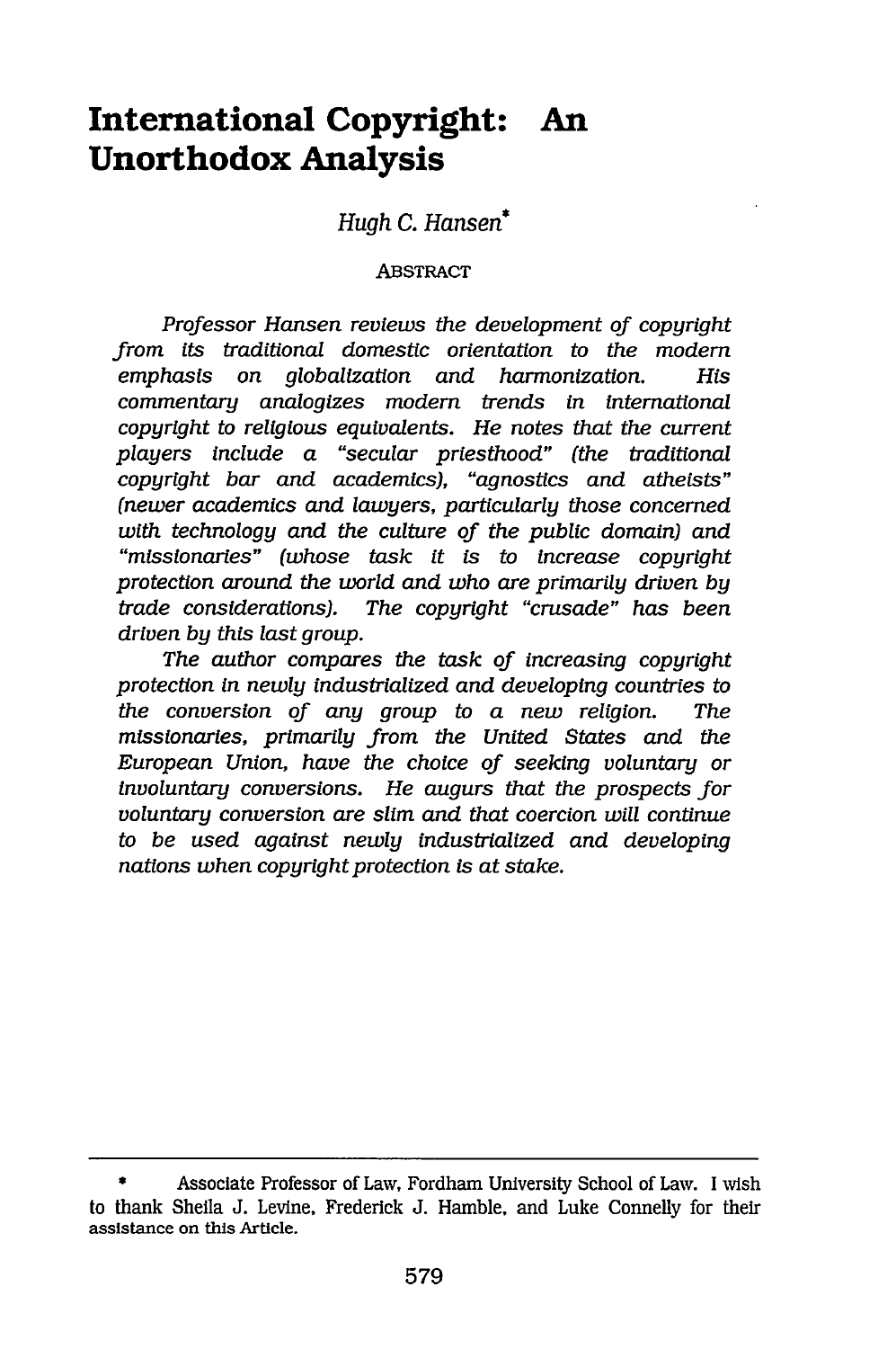# International Copyright: An Unorthodox Analysis

*Hugh C. Hansen**

ABSTRACT

*Professor Hansen reviews the development of copyright from its traditional domestic orientation to the modern emphasis on globalization and harmonization. His commentary analogizes modern trends in international copyright to religious equivalents. He notes that the current players include a "secular priesthood" (the traditional copyright bar and academics), "agnostics and atheists" (newer academics and lawyers, particularly those concerned with technology and the culture of the public domain) and "missionaries" (whose task it is to increase copyright protection around the world and who are primarily driven by trade considerations). The copyright "crusade" has been driven by this last group.*

*The author compares the task of increasing copyright protection in newly industrialized and developing countries to the conversion of any group to a new religion. The missionaries, primarily from the United States and the European Union, have the choice of seeking voluntary or involuntary conversions. He augurs that the prospects for voluntary conversion are slim and that coercion will continue to be used against newly industrialized and developing nations when copyright protection is at stake.*

---

\* Associate Professor of Law, Fordham University School of Law. I wish to thank Sheila J. Levine, Frederick J. Hamble, and Luke Connelly for their assistance on this Article.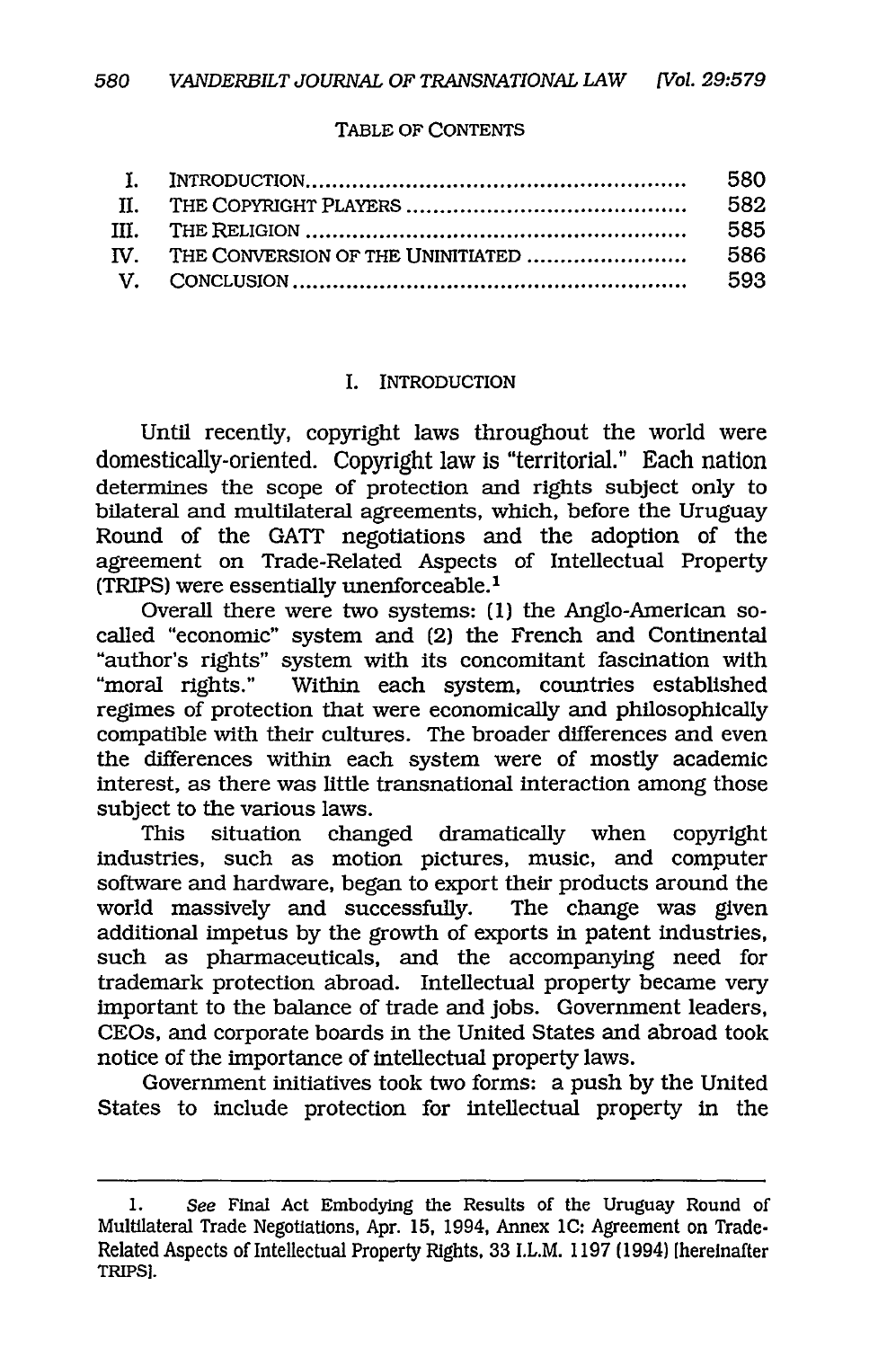TABLE OF CONTENTS

| | | |
|---|---|---|
| I. | INTRODUCTION | 580 |
| II. | THE COPYRIGHT PLAYERS | 582 |
| III. | THE RELIGION | 585 |
| IV. | THE CONVERSION OF THE UNINITIATED | 586 |
| V. | CONCLUSION | 593 |

## I. INTRODUCTION

Until recently, copyright laws throughout the world were domestically-oriented. Copyright law is "territorial." Each nation determines the scope of protection and rights subject only to bilateral and multilateral agreements, which, before the Uruguay Round of the GATT negotiations and the adoption of the agreement on Trade-Related Aspects of Intellectual Property (TRIPS) were essentially unenforceable.[1]

Overall there were two systems: (1) the Anglo-American so-called "economic" system and (2) the French and Continental "author's rights" system with its concomitant fascination with "moral rights." Within each system, countries established regimes of protection that were economically and philosophically compatible with their cultures. The broader differences and even the differences within each system were of mostly academic interest, as there was little transnational interaction among those subject to the various laws.

This situation changed dramatically when copyright industries, such as motion pictures, music, and computer software and hardware, began to export their products around the world massively and successfully. The change was given additional impetus by the growth of exports in patent industries, such as pharmaceuticals, and the accompanying need for trademark protection abroad. Intellectual property became very important to the balance of trade and jobs. Government leaders, CEOs, and corporate boards in the United States and abroad took notice of the importance of intellectual property laws.

Government initiatives took two forms: a push by the United States to include protection for intellectual property in the

---

1. *See* Final Act Embodying the Results of the Uruguay Round of Multilateral Trade Negotiations, Apr. 15, 1994, Annex 1C: Agreement on Trade-Related Aspects of Intellectual Property Rights, 33 I.L.M. 1197 (1994) [hereinafter TRIPS].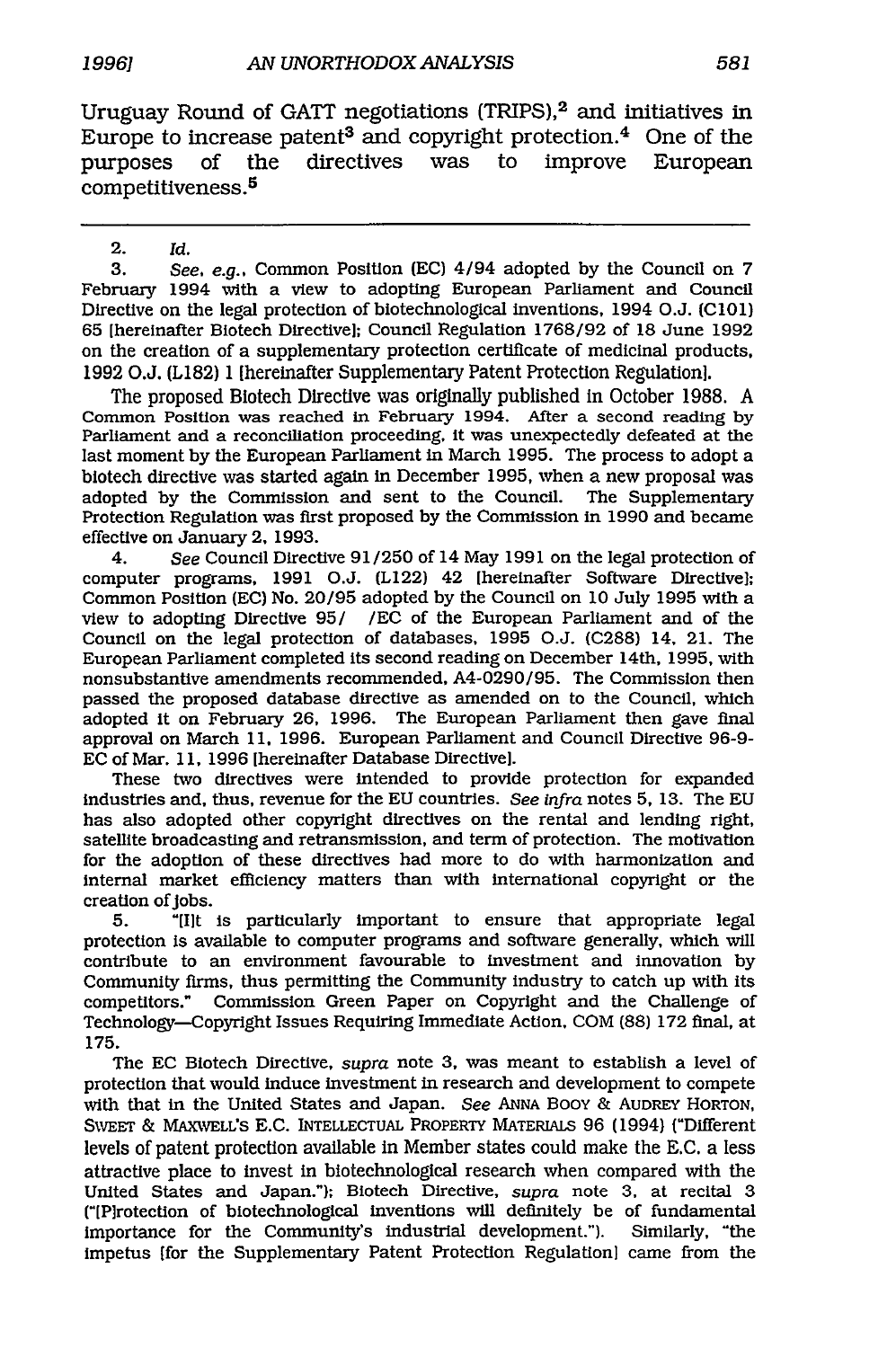Uruguay Round of GATT negotiations (TRIPS),[2] and initiatives in Europe to increase patent[3] and copyright protection.[4] One of the purposes of the directives was to improve European competitiveness.[5]

---

2. *Id.*

3. *See, e.g.*, Common Position (EC) 4/94 adopted by the Council on 7 February 1994 with a view to adopting European Parliament and Council Directive on the legal protection of biotechnological inventions, 1994 O.J. (C101) 65 [hereinafter Biotech Directive]; Council Regulation 1768/92 of 18 June 1992 on the creation of a supplementary protection certificate of medicinal products, 1992 O.J. (L182) 1 [hereinafter Supplementary Patent Protection Regulation].

The proposed Biotech Directive was originally published in October 1988. A Common Position was reached in February 1994. After a second reading by Parliament and a reconciliation proceeding, it was unexpectedly defeated at the last moment by the European Parliament in March 1995. The process to adopt a biotech directive was started again in December 1995, when a new proposal was adopted by the Commission and sent to the Council. The Supplementary Protection Regulation was first proposed by the Commission in 1990 and became effective on January 2, 1993.

4. *See* Council Directive 91/250 of 14 May 1991 on the legal protection of computer programs, 1991 O.J. (L122) 42 [hereinafter Software Directive]; Common Position (EC) No. 20/95 adopted by the Council on 10 July 1995 with a view to adopting Directive 95/ /EC of the European Parliament and of the Council on the legal protection of databases, 1995 O.J. (C288) 14, 21. The European Parliament completed its second reading on December 14th, 1995, with nonsubstantive amendments recommended, A4-0290/95. The Commission then passed the proposed database directive as amended on to the Council, which adopted it on February 26, 1996. The European Parliament then gave final approval on March 11, 1996. European Parliament and Council Directive 96-9-EC of Mar. 11, 1996 [hereinafter Database Directive].

These two directives were intended to provide protection for expanded industries and, thus, revenue for the EU countries. *See infra* notes 5, 13. The EU has also adopted other copyright directives on the rental and lending right, satellite broadcasting and retransmission, and term of protection. The motivation for the adoption of these directives had more to do with harmonization and internal market efficiency matters than with international copyright or the creation of jobs.

5. "[I]t is particularly important to ensure that appropriate legal protection is available to computer programs and software generally, which will contribute to an environment favourable to investment and innovation by Community firms, thus permitting the Community industry to catch up with its competitors." Commission Green Paper on Copyright and the Challenge of Technology—Copyright Issues Requiring Immediate Action, COM (88) 172 final, at 175.

The EC Biotech Directive, *supra* note 3, was meant to establish a level of protection that would induce investment in research and development to compete with that in the United States and Japan. *See* ANNA BOOY & AUDREY HORTON, SWEET & MAXWELL'S E.C. INTELLECTUAL PROPERTY MATERIALS 96 (1994) ("Different levels of patent protection available in Member states could make the E.C. a less attractive place to invest in biotechnological research when compared with the United States and Japan."); Biotech Directive, *supra* note 3, at recital 3 ("[P]rotection of biotechnological inventions will definitely be of fundamental importance for the Community's industrial development."). Similarly, "the impetus [for the Supplementary Patent Protection Regulation] came from the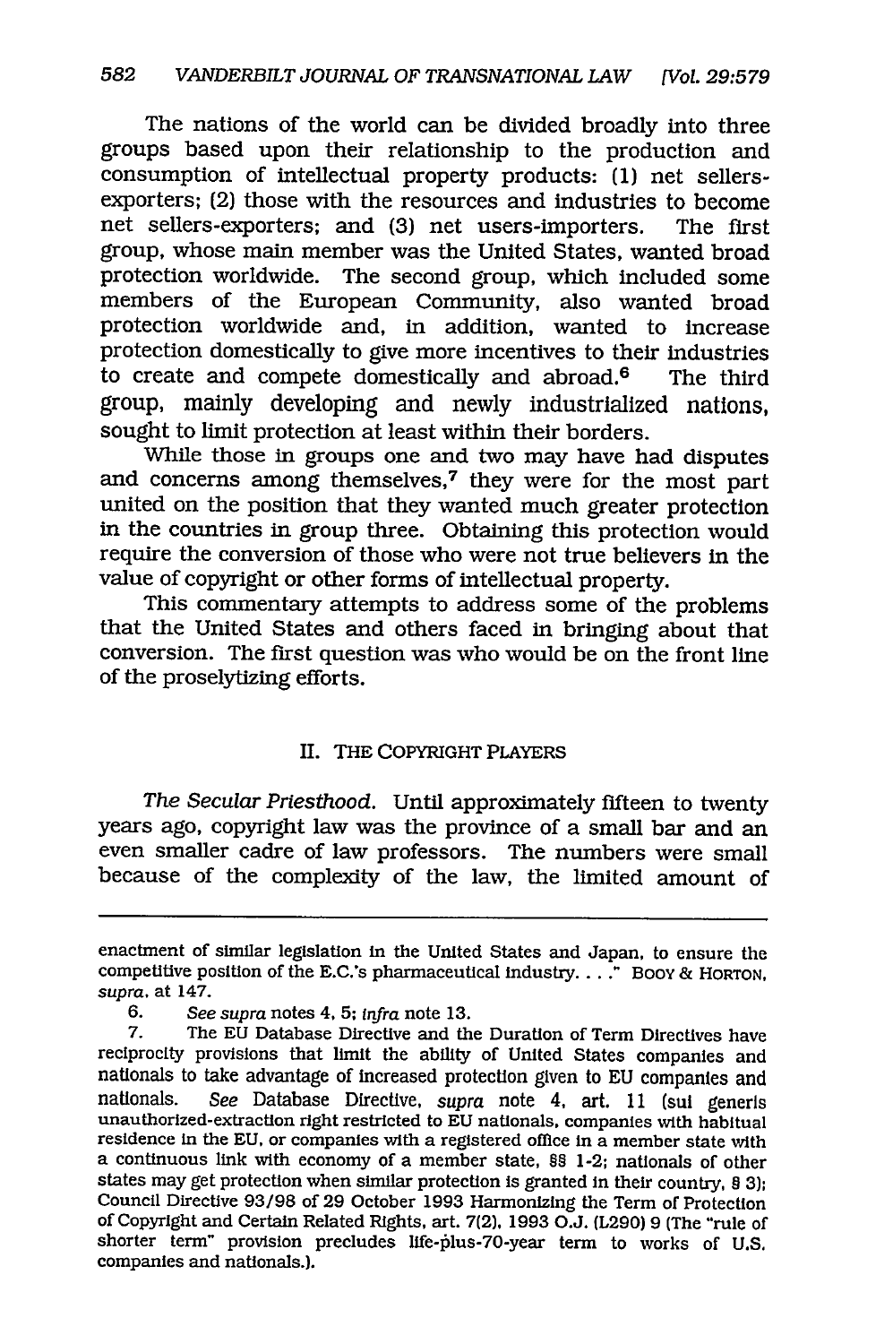The nations of the world can be divided broadly into three groups based upon their relationship to the production and consumption of intellectual property products: (1) net sellers-exporters; (2) those with the resources and industries to become net sellers-exporters; and (3) net users-importers. The first group, whose main member was the United States, wanted broad protection worldwide. The second group, which included some members of the European Community, also wanted broad protection worldwide and, in addition, wanted to increase protection domestically to give more incentives to their industries to create and compete domestically and abroad.[6] The third group, mainly developing and newly industrialized nations, sought to limit protection at least within their borders.

While those in groups one and two may have had disputes and concerns among themselves,[7] they were for the most part united on the position that they wanted much greater protection in the countries in group three. Obtaining this protection would require the conversion of those who were not true believers in the value of copyright or other forms of intellectual property.

This commentary attempts to address some of the problems that the United States and others faced in bringing about that conversion. The first question was who would be on the front line of the proselytizing efforts.

## II. THE COPYRIGHT PLAYERS

*The Secular Priesthood.* Until approximately fifteen to twenty years ago, copyright law was the province of a small bar and an even smaller cadre of law professors. The numbers were small because of the complexity of the law, the limited amount of

---

enactment of similar legislation in the United States and Japan, to ensure the competitive position of the E.C.'s pharmaceutical industry. . . ." BOOY & HORTON, *supra*, at 147.

6. *See supra* notes 4, 5; *infra* note 13.

7. The EU Database Directive and the Duration of Term Directives have reciprocity provisions that limit the ability of United States companies and nationals to take advantage of increased protection given to EU companies and nationals. *See* Database Directive, *supra* note 4, art. 11 (sui generis unauthorized-extraction right restricted to EU nationals, companies with habitual residence in the EU, or companies with a registered office in a member state with a continuous link with economy of a member state, §§ 1-2; nationals of other states may get protection when similar protection is granted in their country, § 3); Council Directive 93/98 of 29 October 1993 Harmonizing the Term of Protection of Copyright and Certain Related Rights, art. 7(2), 1993 O.J. (L290) 9 (The "rule of shorter term" provision precludes life-plus-70-year term to works of U.S. companies and nationals.).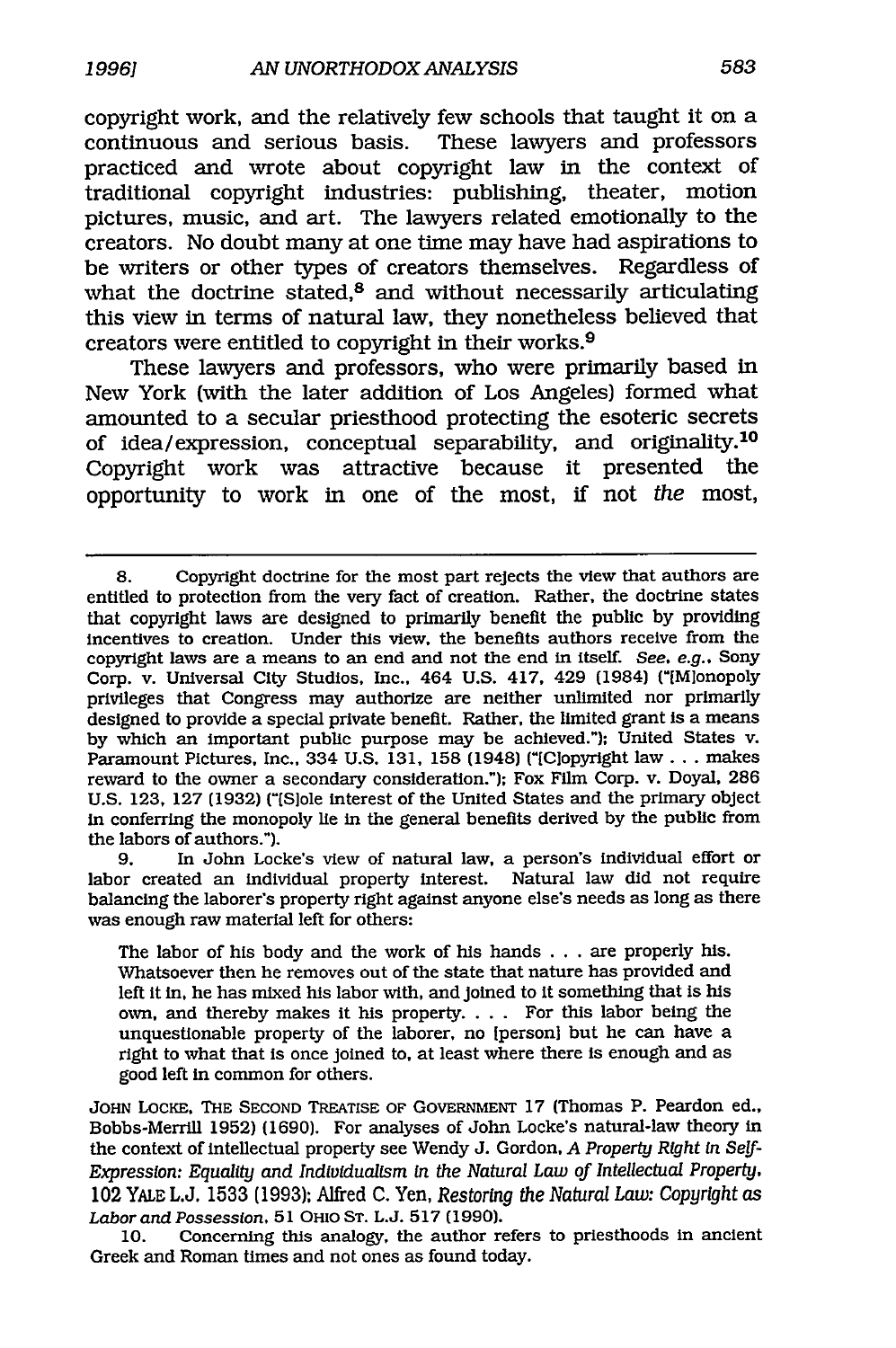copyright work, and the relatively few schools that taught it on a continuous and serious basis. These lawyers and professors practiced and wrote about copyright law in the context of traditional copyright industries: publishing, theater, motion pictures, music, and art. The lawyers related emotionally to the creators. No doubt many at one time may have had aspirations to be writers or other types of creators themselves. Regardless of what the doctrine stated,[8] and without necessarily articulating this view in terms of natural law, they nonetheless believed that creators were entitled to copyright in their works.[9]

These lawyers and professors, who were primarily based in New York (with the later addition of Los Angeles) formed what amounted to a secular priesthood protecting the esoteric secrets of idea/expression, conceptual separability, and originality.[10] Copyright work was attractive because it presented the opportunity to work in one of the most, if not *the* most,

---

8. Copyright doctrine for the most part rejects the view that authors are entitled to protection from the very fact of creation. Rather, the doctrine states that copyright laws are designed to primarily benefit the public by providing incentives to creation. Under this view, the benefits authors receive from the copyright laws are a means to an end and not the end in itself. *See, e.g.*, Sony Corp. v. Universal City Studios, Inc., 464 U.S. 417, 429 (1984) ("[M]onopoly privileges that Congress may authorize are neither unlimited nor primarily designed to provide a special private benefit. Rather, the limited grant is a means by which an important public purpose may be achieved."); United States v. Paramount Pictures, Inc., 334 U.S. 131, 158 (1948) ("[C]opyright law . . . makes reward to the owner a secondary consideration."); Fox Film Corp. v. Doyal, 286 U.S. 123, 127 (1932) ("[S]ole interest of the United States and the primary object in conferring the monopoly lie in the general benefits derived by the public from the labors of authors.").

9. In John Locke's view of natural law, a person's individual effort or labor created an individual property interest. Natural law did not require balancing the laborer's property right against anyone else's needs as long as there was enough raw material left for others:

> The labor of his body and the work of his hands . . . are properly his. Whatsoever then he removes out of the state that nature has provided and left it in, he has mixed his labor with, and joined to it something that is his own, and thereby makes it his property. . . . For this labor being the unquestionable property of the laborer, no [person] but he can have a right to what that is once joined to, at least where there is enough and as good left in common for others.

JOHN LOCKE, THE SECOND TREATISE OF GOVERNMENT 17 (Thomas P. Peardon ed., Bobbs-Merrill 1952) (1690). For analyses of John Locke's natural-law theory in the context of intellectual property see Wendy J. Gordon, *A Property Right in Self-Expression: Equality and Individualism in the Natural Law of Intellectual Property*, 102 YALE L.J. 1533 (1993); Alfred C. Yen, *Restoring the Natural Law: Copyright as Labor and Possession*, 51 OHIO ST. L.J. 517 (1990).

10. Concerning this analogy, the author refers to priesthoods in ancient Greek and Roman times and not ones as found today.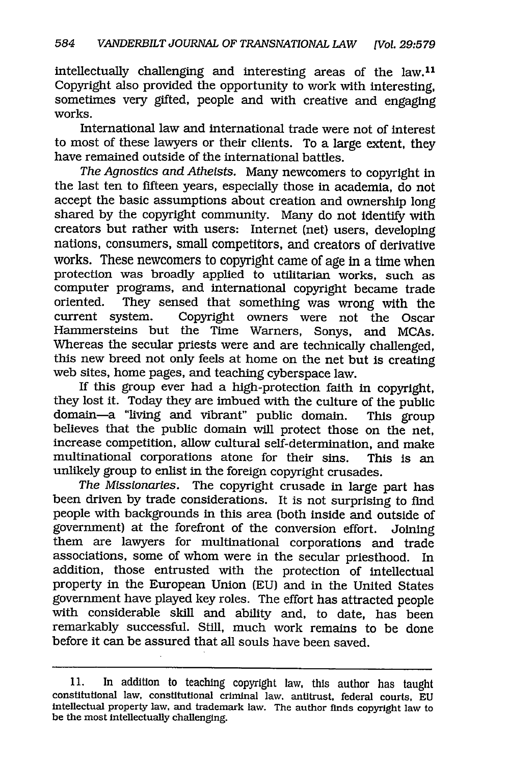intellectually challenging and interesting areas of the law.[11] Copyright also provided the opportunity to work with interesting, sometimes very gifted, people and with creative and engaging works.

International law and international trade were not of interest to most of these lawyers or their clients. To a large extent, they have remained outside of the international battles.

*The Agnostics and Atheists.* Many newcomers to copyright in the last ten to fifteen years, especially those in academia, do not accept the basic assumptions about creation and ownership long shared by the copyright community. Many do not identify with creators but rather with users: Internet (net) users, developing nations, consumers, small competitors, and creators of derivative works. These newcomers to copyright came of age in a time when protection was broadly applied to utilitarian works, such as computer programs, and international copyright became trade oriented. They sensed that something was wrong with the current system. Copyright owners were not the Oscar Hammersteins but the Time Warners, Sonys, and MCAs. Whereas the secular priests were and are technically challenged, this new breed not only feels at home on the net but is creating web sites, home pages, and teaching cyberspace law.

If this group ever had a high-protection faith in copyright, they lost it. Today they are imbued with the culture of the public domain—a "living and vibrant" public domain. This group believes that the public domain will protect those on the net, increase competition, allow cultural self-determination, and make multinational corporations atone for their sins. This is an unlikely group to enlist in the foreign copyright crusades.

*The Missionaries.* The copyright crusade in large part has been driven by trade considerations. It is not surprising to find people with backgrounds in this area (both inside and outside of government) at the forefront of the conversion effort. Joining them are lawyers for multinational corporations and trade associations, some of whom were in the secular priesthood. In addition, those entrusted with the protection of intellectual property in the European Union (EU) and in the United States government have played key roles. The effort has attracted people with considerable skill and ability and, to date, has been remarkably successful. Still, much work remains to be done before it can be assured that all souls have been saved.

---

11. In addition to teaching copyright law, this author has taught constitutional law, constitutional criminal law, antitrust, federal courts, EU intellectual property law, and trademark law. The author finds copyright law to be the most intellectually challenging.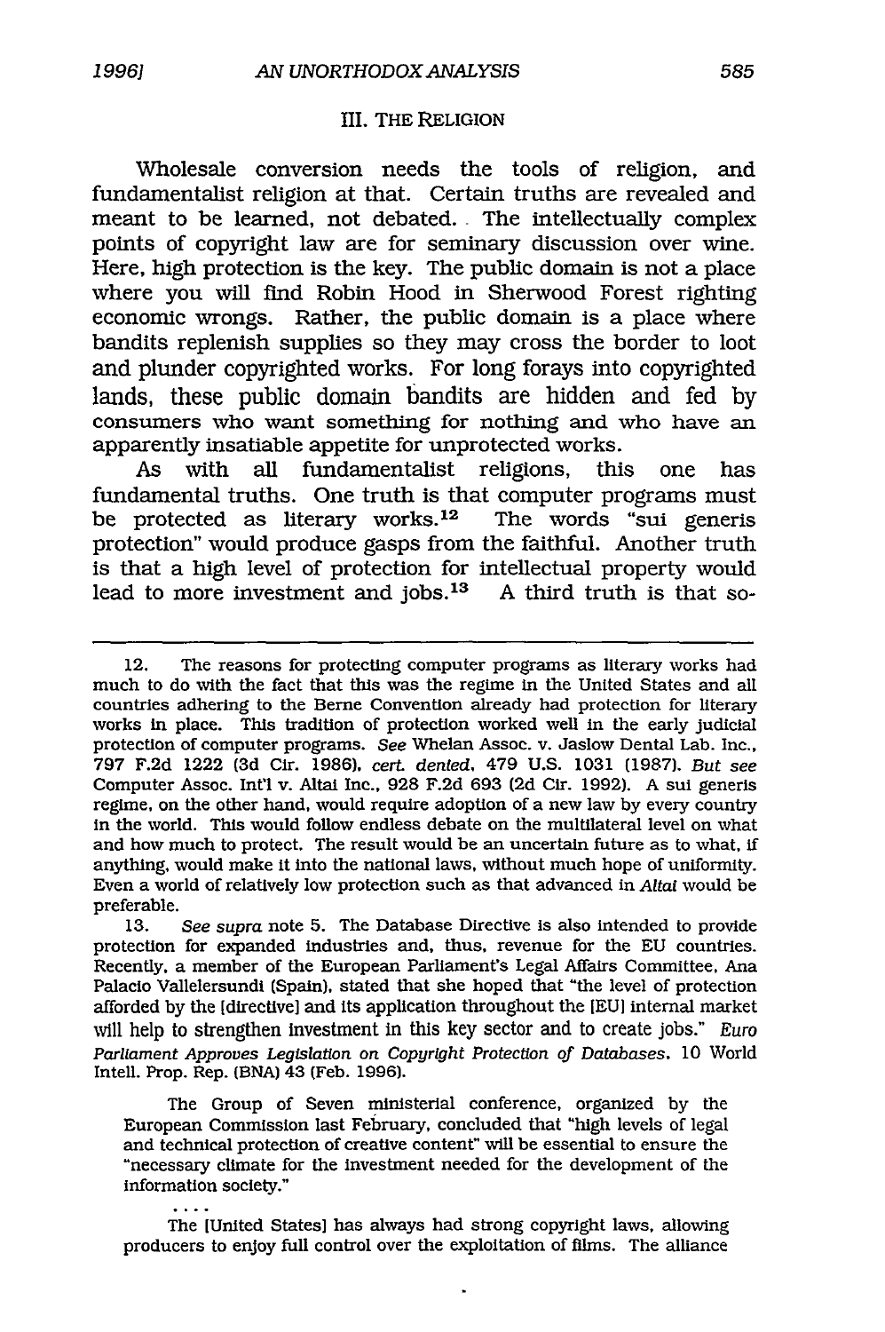### III. THE RELIGION

Wholesale conversion needs the tools of religion, and fundamentalist religion at that. Certain truths are revealed and meant to be learned, not debated. The intellectually complex points of copyright law are for seminary discussion over wine. Here, high protection is the key. The public domain is not a place where you will find Robin Hood in Sherwood Forest righting economic wrongs. Rather, the public domain is a place where bandits replenish supplies so they may cross the border to loot and plunder copyrighted works. For long forays into copyrighted lands, these public domain bandits are hidden and fed by consumers who want something for nothing and who have an apparently insatiable appetite for unprotected works.

As with all fundamentalist religions, this one has fundamental truths. One truth is that computer programs must be protected as literary works.[12] The words "sui generis protection" would produce gasps from the faithful. Another truth is that a high level of protection for intellectual property would lead to more investment and jobs.[13] A third truth is that so-

---

12. The reasons for protecting computer programs as literary works had much to do with the fact that this was the regime in the United States and all countries adhering to the Berne Convention already had protection for literary works in place. This tradition of protection worked well in the early judicial protection of computer programs. *See* Whelan Assoc. v. Jaslow Dental Lab. Inc., 797 F.2d 1222 (3d Cir. 1986), *cert. denied*, 479 U.S. 1031 (1987). *But see* Computer Assoc. Int'l v. Altai Inc., 928 F.2d 693 (2d Cir. 1992). A sui generis regime, on the other hand, would require adoption of a new law by every country in the world. This would follow endless debate on the multilateral level on what and how much to protect. The result would be an uncertain future as to what, if anything, would make it into the national laws, without much hope of uniformity. Even a world of relatively low protection such as that advanced in *Altai* would be preferable.

13. *See supra* note 5. The Database Directive is also intended to provide protection for expanded industries and, thus, revenue for the EU countries. Recently, a member of the European Parliament's Legal Affairs Committee, Ana Palacio Vallelersundi (Spain), stated that she hoped that "the level of protection afforded by the [directive] and its application throughout the [EU] internal market will help to strengthen investment in this key sector and to create jobs." *Euro Parliament Approves Legislation on Copyright Protection of Databases*, 10 World Intell. Prop. Rep. (BNA) 43 (Feb. 1996).

> The Group of Seven ministerial conference, organized by the European Commission last February, concluded that "high levels of legal and technical protection of creative content" will be essential to ensure the "necessary climate for the investment needed for the development of the information society."
>
> ....
>
> The [United States] has always had strong copyright laws, allowing producers to enjoy full control over the exploitation of films. The alliance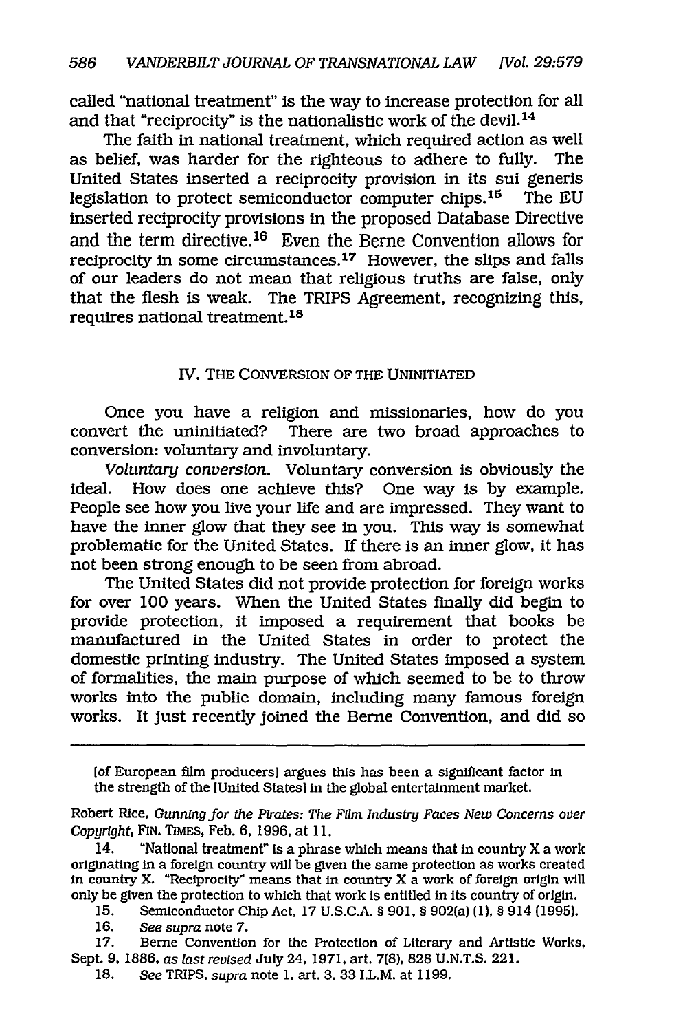called "national treatment" is the way to increase protection for all and that "reciprocity" is the nationalistic work of the devil.[14]

The faith in national treatment, which required action as well as belief, was harder for the righteous to adhere to fully. The United States inserted a reciprocity provision in its sui generis legislation to protect semiconductor computer chips.[15] The EU inserted reciprocity provisions in the proposed Database Directive and the term directive.[16] Even the Berne Convention allows for reciprocity in some circumstances.[17] However, the slips and falls of our leaders do not mean that religious truths are false, only that the flesh is weak. The TRIPS Agreement, recognizing this, requires national treatment.[18]

## IV. THE CONVERSION OF THE UNINITIATED

Once you have a religion and missionaries, how do you convert the uninitiated? There are two broad approaches to conversion: voluntary and involuntary.

*Voluntary conversion.* Voluntary conversion is obviously the ideal. How does one achieve this? One way is by example. People see how you live your life and are impressed. They want to have the inner glow that they see in you. This way is somewhat problematic for the United States. If there is an inner glow, it has not been strong enough to be seen from abroad.

The United States did not provide protection for foreign works for over 100 years. When the United States finally did begin to provide protection, it imposed a requirement that books be manufactured in the United States in order to protect the domestic printing industry. The United States imposed a system of formalities, the main purpose of which seemed to be to throw works into the public domain, including many famous foreign works. It just recently joined the Berne Convention, and did so

---

[of European film producers] argues this has been a significant factor in the strength of the [United States] in the global entertainment market.

Robert Rice, *Gunning for the Pirates: The Film Industry Faces New Concerns over Copyright*, FIN. TIMES, Feb. 6, 1996, at 11.

14. "National treatment" is a phrase which means that in country X a work originating in a foreign country will be given the same protection as works created in country X. "Reciprocity" means that in country X a work of foreign origin will only be given the protection to which that work is entitled in its country of origin.

15. Semiconductor Chip Act, 17 U.S.C.A. § 901, § 902(a) (1), § 914 (1995).

16. *See supra* note 7.

17. Berne Convention for the Protection of Literary and Artistic Works, Sept. 9, 1886, *as last revised* July 24, 1971, art. 7(8), 828 U.N.T.S. 221.

18. *See* TRIPS, *supra* note 1, art. 3, 33 I.L.M. at 1199.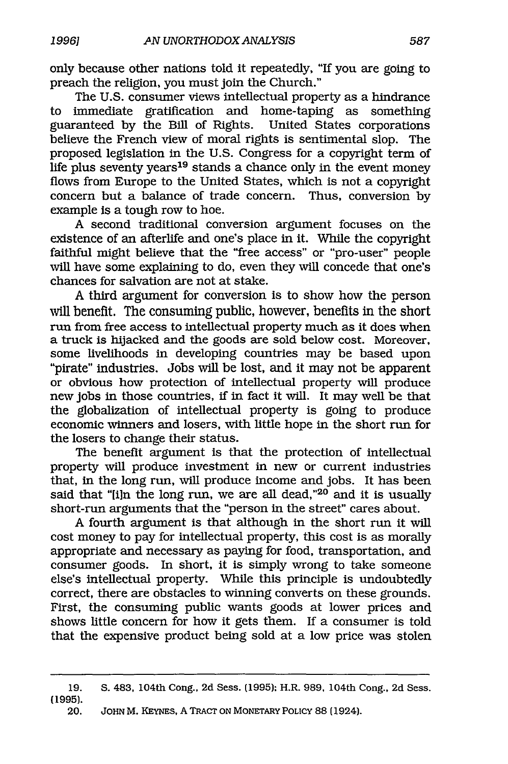only because other nations told it repeatedly, "If you are going to preach the religion, you must join the Church."

The U.S. consumer views intellectual property as a hindrance to immediate gratification and home-taping as something guaranteed by the Bill of Rights. United States corporations believe the French view of moral rights is sentimental slop. The proposed legislation in the U.S. Congress for a copyright term of life plus seventy years[19] stands a chance only in the event money flows from Europe to the United States, which is not a copyright concern but a balance of trade concern. Thus, conversion by example is a tough row to hoe.

A second traditional conversion argument focuses on the existence of an afterlife and one's place in it. While the copyright faithful might believe that the "free access" or "pro-user" people will have some explaining to do, even they will concede that one's chances for salvation are not at stake.

A third argument for conversion is to show how the person will benefit. The consuming public, however, benefits in the short run from free access to intellectual property much as it does when a truck is hijacked and the goods are sold below cost. Moreover, some livelihoods in developing countries may be based upon "pirate" industries. Jobs will be lost, and it may not be apparent or obvious how protection of intellectual property will produce new jobs in those countries, if in fact it will. It may well be that the globalization of intellectual property is going to produce economic winners and losers, with little hope in the short run for the losers to change their status.

The benefit argument is that the protection of intellectual property will produce investment in new or current industries that, in the long run, will produce income and jobs. It has been said that "[i]n the long run, we are all dead,"[20] and it is usually short-run arguments that the "person in the street" cares about.

A fourth argument is that although in the short run it will cost money to pay for intellectual property, this cost is as morally appropriate and necessary as paying for food, transportation, and consumer goods. In short, it is simply wrong to take someone else's intellectual property. While this principle is undoubtedly correct, there are obstacles to winning converts on these grounds. First, the consuming public wants goods at lower prices and shows little concern for how it gets them. If a consumer is told that the expensive product being sold at a low price was stolen

---

19. S. 483, 104th Cong., 2d Sess. (1995); H.R. 989, 104th Cong., 2d Sess. (1995).

20. JOHN M. KEYNES, A TRACT ON MONETARY POLICY 88 (1924).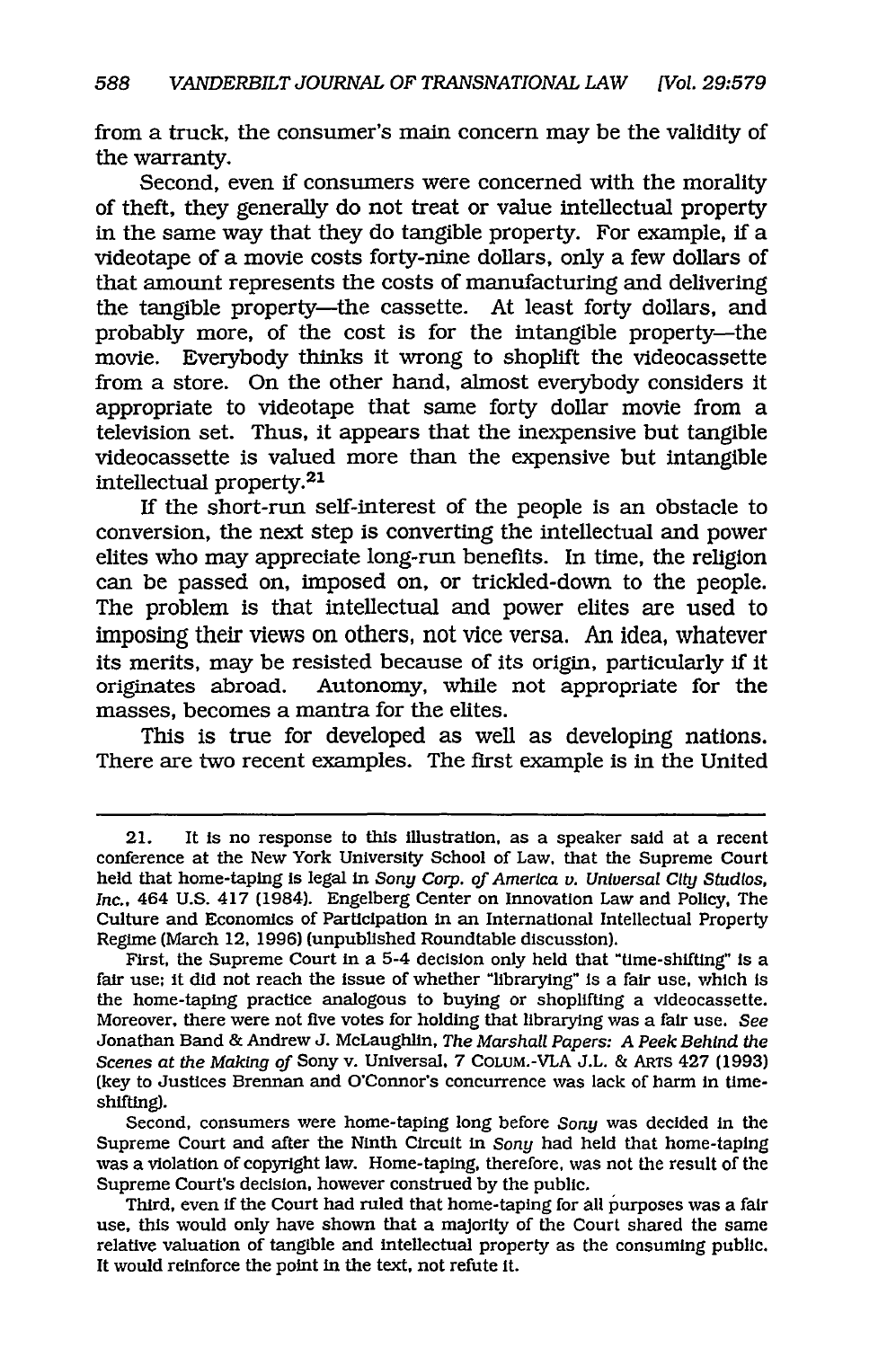from a truck, the consumer's main concern may be the validity of the warranty.

Second, even if consumers were concerned with the morality of theft, they generally do not treat or value intellectual property in the same way that they do tangible property. For example, if a videotape of a movie costs forty-nine dollars, only a few dollars of that amount represents the costs of manufacturing and delivering the tangible property—the cassette. At least forty dollars, and probably more, of the cost is for the intangible property—the movie. Everybody thinks it wrong to shoplift the videocassette from a store. On the other hand, almost everybody considers it appropriate to videotape that same forty dollar movie from a television set. Thus, it appears that the inexpensive but tangible videocassette is valued more than the expensive but intangible intellectual property.[21]

If the short-run self-interest of the people is an obstacle to conversion, the next step is converting the intellectual and power elites who may appreciate long-run benefits. In time, the religion can be passed on, imposed on, or trickled-down to the people. The problem is that intellectual and power elites are used to imposing their views on others, not vice versa. An idea, whatever its merits, may be resisted because of its origin, particularly if it originates abroad. Autonomy, while not appropriate for the masses, becomes a mantra for the elites.

This is true for developed as well as developing nations. There are two recent examples. The first example is in the United

---

21. It is no response to this illustration, as a speaker said at a recent conference at the New York University School of Law, that the Supreme Court held that home-taping is legal in *Sony Corp. of America v. Universal City Studios, Inc.*, 464 U.S. 417 (1984). Engelberg Center on Innovation Law and Policy, The Culture and Economics of Participation in an International Intellectual Property Regime (March 12, 1996) (unpublished Roundtable discussion).

First, the Supreme Court in a 5-4 decision only held that "time-shifting" is a fair use; it did not reach the issue of whether "librarying" is a fair use, which is the home-taping practice analogous to buying or shoplifting a videocassette. Moreover, there were not five votes for holding that librarying was a fair use. *See* Jonathan Band & Andrew J. McLaughlin, *The Marshall Papers: A Peek Behind the Scenes at the Making of* Sony v. Universal, 7 COLUM.-VLA J.L. & ARTS 427 (1993) (key to Justices Brennan and O'Connor's concurrence was lack of harm in time-shifting).

Second, consumers were home-taping long before *Sony* was decided in the Supreme Court and after the Ninth Circuit in *Sony* had held that home-taping was a violation of copyright law. Home-taping, therefore, was not the result of the Supreme Court's decision, however construed by the public.

Third, even if the Court had ruled that home-taping for all purposes was a fair use, this would only have shown that a majority of the Court shared the same relative valuation of tangible and intellectual property as the consuming public. It would reinforce the point in the text, not refute it.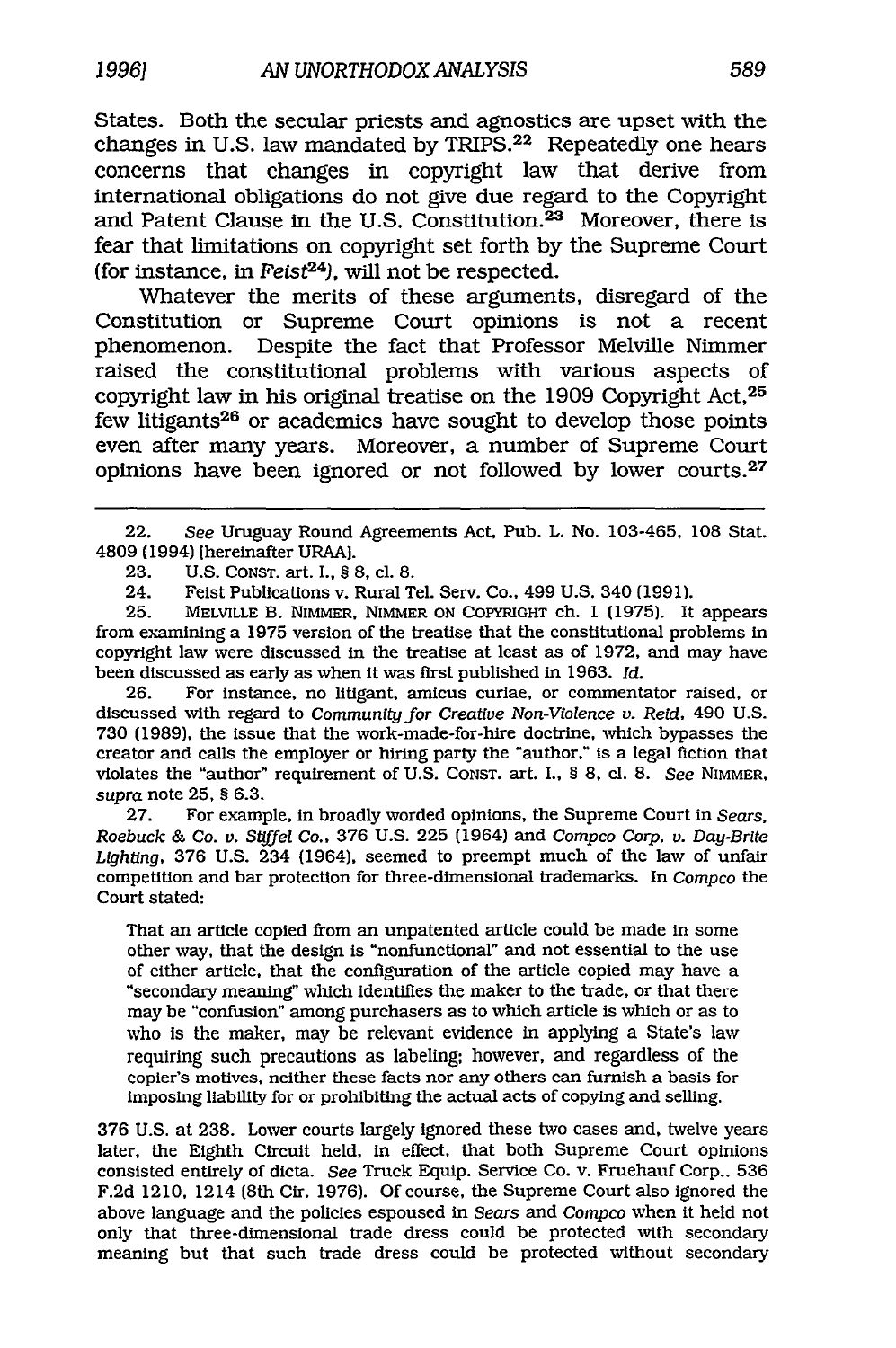States. Both the secular priests and agnostics are upset with the changes in U.S. law mandated by TRIPS.[22] Repeatedly one hears concerns that changes in copyright law that derive from international obligations do not give due regard to the Copyright and Patent Clause in the U.S. Constitution.[23] Moreover, there is fear that limitations on copyright set forth by the Supreme Court (for instance, in *Feist*[24]), will not be respected.

Whatever the merits of these arguments, disregard of the Constitution or Supreme Court opinions is not a recent phenomenon. Despite the fact that Professor Melville Nimmer raised the constitutional problems with various aspects of copyright law in his original treatise on the 1909 Copyright Act,[25] few litigants[26] or academics have sought to develop those points even after many years. Moreover, a number of Supreme Court opinions have been ignored or not followed by lower courts.[27]

---

22. *See* Uruguay Round Agreements Act, Pub. L. No. 103-465, 108 Stat. 4809 (1994) [hereinafter URAA].

23. U.S. CONST. art. I., § 8, cl. 8.

24. Feist Publications v. Rural Tel. Serv. Co., 499 U.S. 340 (1991).

25. MELVILLE B. NIMMER, NIMMER ON COPYRIGHT ch. 1 (1975). It appears from examining a 1975 version of the treatise that the constitutional problems in copyright law were discussed in the treatise at least as of 1972, and may have been discussed as early as when it was first published in 1963. *Id.*

26. For instance, no litigant, amicus curiae, or commentator raised, or discussed with regard to *Community for Creative Non-Violence v. Reid*, 490 U.S. 730 (1989), the issue that the work-made-for-hire doctrine, which bypasses the creator and calls the employer or hiring party the "author," is a legal fiction that violates the "author" requirement of U.S. CONST. art. I., § 8, cl. 8. *See* NIMMER, *supra* note 25, § 6.3.

27. For example, in broadly worded opinions, the Supreme Court in *Sears, Roebuck & Co. v. Stiffel Co.*, 376 U.S. 225 (1964) and *Compco Corp. v. Day-Brite Lighting*, 376 U.S. 234 (1964), seemed to preempt much of the law of unfair competition and bar protection for three-dimensional trademarks. In *Compco* the Court stated:

> That an article copied from an unpatented article could be made in some other way, that the design is "nonfunctional" and not essential to the use of either article, that the configuration of the article copied may have a "secondary meaning" which identifies the maker to the trade, or that there may be "confusion" among purchasers as to which article is which or as to who is the maker, may be relevant evidence in applying a State's law requiring such precautions as labeling; however, and regardless of the copier's motives, neither these facts nor any others can furnish a basis for imposing liability for or prohibiting the actual acts of copying and selling.

376 U.S. at 238. Lower courts largely ignored these two cases and, twelve years later, the Eighth Circuit held, in effect, that both Supreme Court opinions consisted entirely of dicta. *See* Truck Equip. Service Co. v. Fruehauf Corp., 536 F.2d 1210, 1214 (8th Cir. 1976). Of course, the Supreme Court also ignored the above language and the policies espoused in *Sears* and *Compco* when it held not only that three-dimensional trade dress could be protected with secondary meaning but that such trade dress could be protected without secondary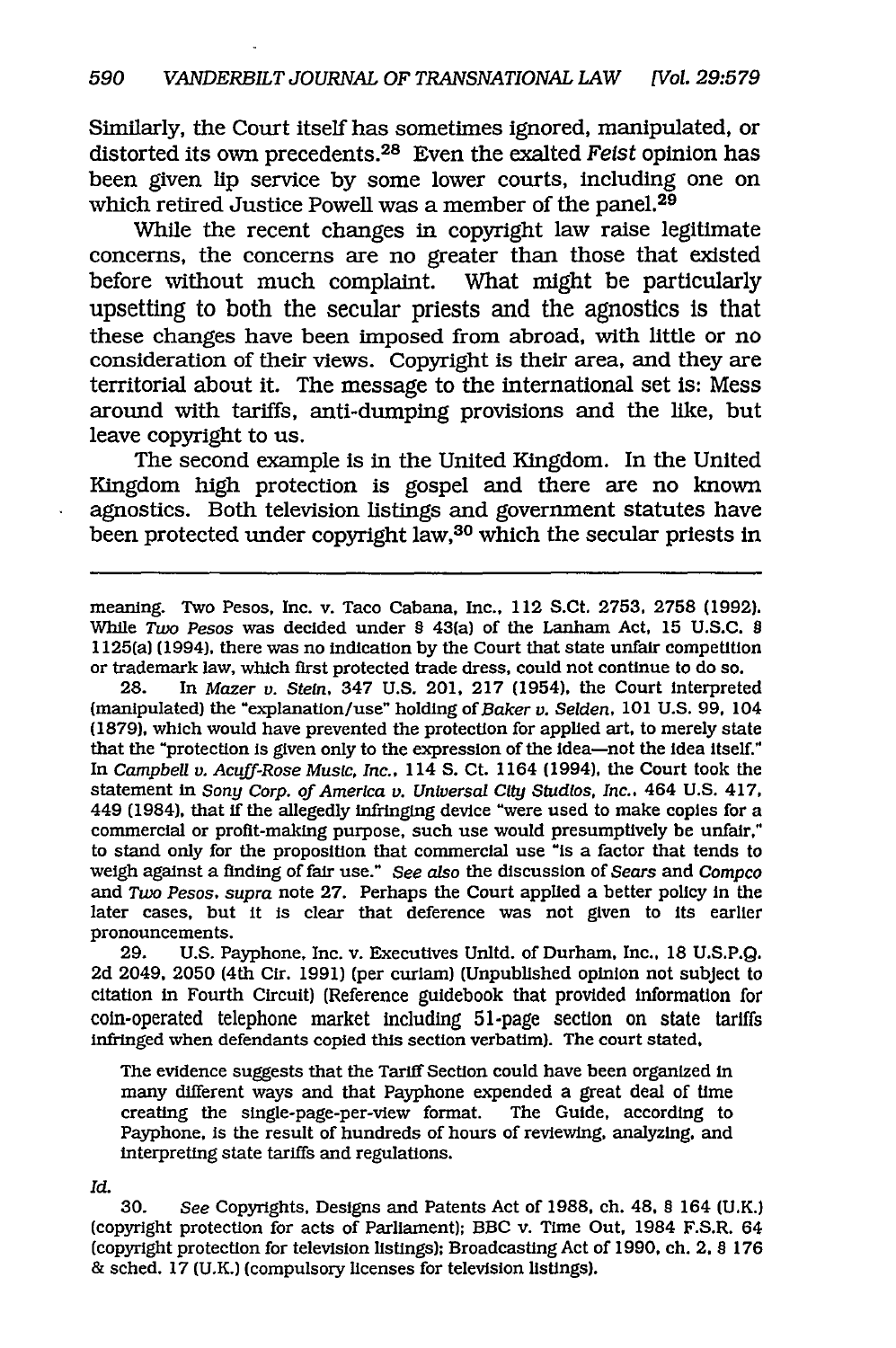Similarly, the Court itself has sometimes ignored, manipulated, or distorted its own precedents.[28] Even the exalted *Feist* opinion has been given lip service by some lower courts, including one on which retired Justice Powell was a member of the panel.[29]

While the recent changes in copyright law raise legitimate concerns, the concerns are no greater than those that existed before without much complaint. What might be particularly upsetting to both the secular priests and the agnostics is that these changes have been imposed from abroad, with little or no consideration of their views. Copyright is their area, and they are territorial about it. The message to the international set is: Mess around with tariffs, anti-dumping provisions and the like, but leave copyright to us.

The second example is in the United Kingdom. In the United Kingdom high protection is gospel and there are no known agnostics. Both television listings and government statutes have been protected under copyright law,[30] which the secular priests in

---

meaning. Two Pesos, Inc. v. Taco Cabana, Inc., 112 S.Ct. 2753, 2758 (1992). While *Two Pesos* was decided under § 43(a) of the Lanham Act, 15 U.S.C. § 1125(a) (1994), there was no indication by the Court that state unfair competition or trademark law, which first protected trade dress, could not continue to do so.

28. In *Mazer v. Stein*, 347 U.S. 201, 217 (1954), the Court interpreted (manipulated) the "explanation/use" holding of *Baker v. Selden*, 101 U.S. 99, 104 (1879), which would have prevented the protection for applied art, to merely state that the "protection is given only to the expression of the idea—not the idea itself." In *Campbell v. Acuff-Rose Music, Inc.*, 114 S. Ct. 1164 (1994), the Court took the statement in *Sony Corp. of America v. Universal City Studios, Inc.*, 464 U.S. 417, 449 (1984), that if the allegedly infringing device "were used to make copies for a commercial or profit-making purpose, such use would presumptively be unfair," to stand only for the proposition that commercial use "is a factor that tends to weigh against a finding of fair use." *See also* the discussion of *Sears* and *Compco* and *Two Pesos*, *supra* note 27. Perhaps the Court applied a better policy in the later cases, but it is clear that deference was not given to its earlier pronouncements.

29. U.S. Payphone, Inc. v. Executives Unltd. of Durham, Inc., 18 U.S.P.Q. 2d 2049, 2050 (4th Cir. 1991) (per curiam) (Unpublished opinion not subject to citation in Fourth Circuit) (Reference guidebook that provided information for coin-operated telephone market including 51-page section on state tariffs infringed when defendants copied this section verbatim). The court stated,

> The evidence suggests that the Tariff Section could have been organized in many different ways and that Payphone expended a great deal of time creating the single-page-per-view format. The Guide, according to Payphone, is the result of hundreds of hours of reviewing, analyzing, and interpreting state tariffs and regulations.

*Id.*

30. *See* Copyrights, Designs and Patents Act of 1988, ch. 48, § 164 (U.K.) (copyright protection for acts of Parliament); BBC v. Time Out, 1984 F.S.R. 64 (copyright protection for television listings); Broadcasting Act of 1990, ch. 2, § 176 & sched. 17 (U.K.) (compulsory licenses for television listings).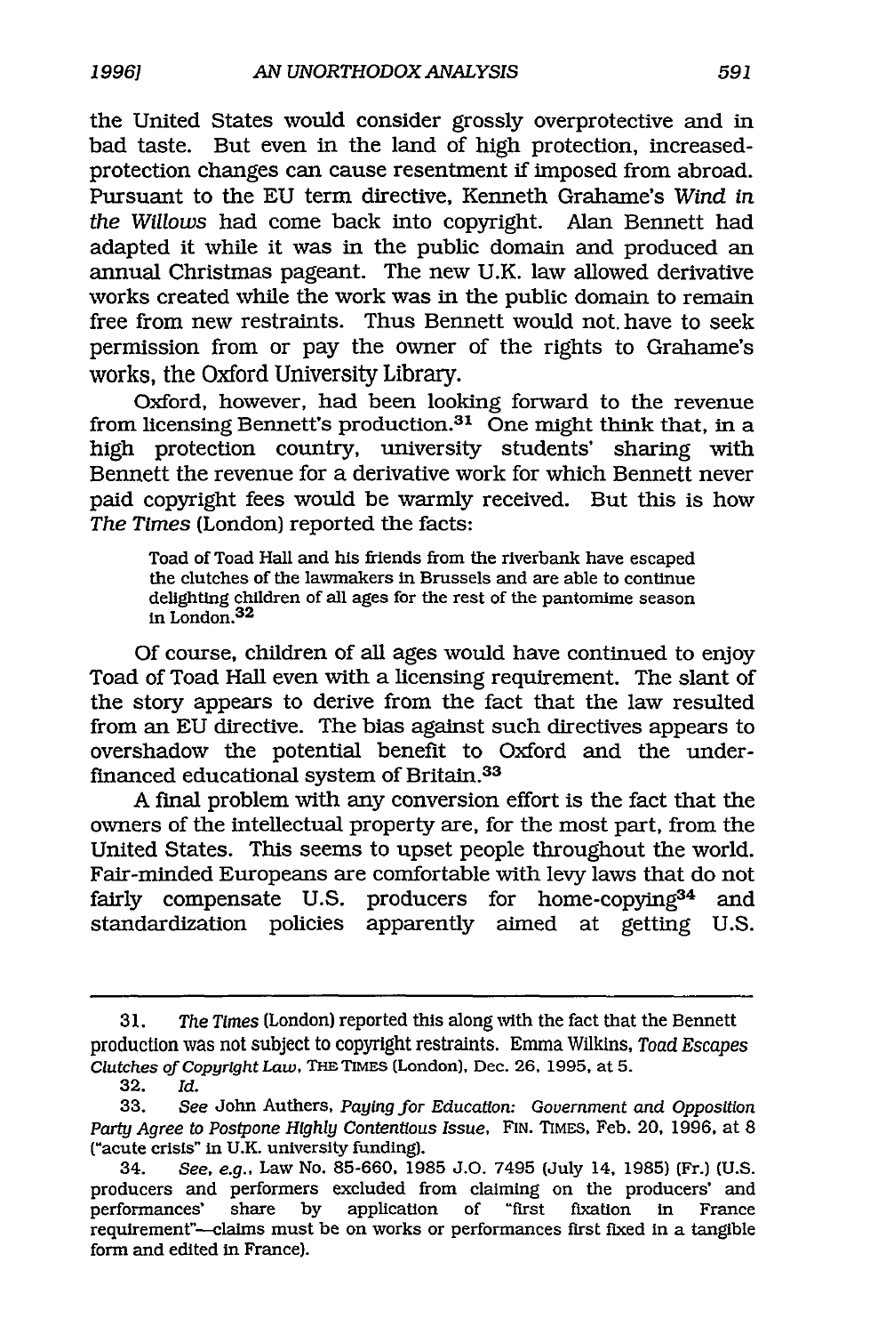the United States would consider grossly overprotective and in bad taste. But even in the land of high protection, increased-protection changes can cause resentment if imposed from abroad. Pursuant to the EU term directive, Kenneth Grahame's *Wind in the Willows* had come back into copyright. Alan Bennett had adapted it while it was in the public domain and produced an annual Christmas pageant. The new U.K. law allowed derivative works created while the work was in the public domain to remain free from new restraints. Thus Bennett would not have to seek permission from or pay the owner of the rights to Grahame's works, the Oxford University Library.

Oxford, however, had been looking forward to the revenue from licensing Bennett's production.[31] One might think that, in a high protection country, university students' sharing with Bennett the revenue for a derivative work for which Bennett never paid copyright fees would be warmly received. But this is how *The Times* (London) reported the facts:

> Toad of Toad Hall and his friends from the riverbank have escaped the clutches of the lawmakers in Brussels and are able to continue delighting children of all ages for the rest of the pantomime season in London.[32]

Of course, children of all ages would have continued to enjoy Toad of Toad Hall even with a licensing requirement. The slant of the story appears to derive from the fact that the law resulted from an EU directive. The bias against such directives appears to overshadow the potential benefit to Oxford and the under-financed educational system of Britain.[33]

A final problem with any conversion effort is the fact that the owners of the intellectual property are, for the most part, from the United States. This seems to upset people throughout the world. Fair-minded Europeans are comfortable with levy laws that do not fairly compensate U.S. producers for home-copying[34] and standardization policies apparently aimed at getting U.S.

---

31. *The Times* (London) reported this along with the fact that the Bennett production was not subject to copyright restraints. Emma Wilkins, *Toad Escapes Clutches of Copyright Law*, THE TIMES (London), Dec. 26, 1995, at 5.

32. *Id.*

33. *See* John Authers, *Paying for Education: Government and Opposition Party Agree to Postpone Highly Contentious Issue*, FIN. TIMES, Feb. 20, 1996, at 8 ("acute crisis" in U.K. university funding).

34. *See, e.g.*, Law No. 85-660, 1985 J.O. 7495 (July 14, 1985) (Fr.) (U.S. producers and performers excluded from claiming on the producers' and performances' share by application of "first fixation in France requirement"—claims must be on works or performances first fixed in a tangible form and edited in France).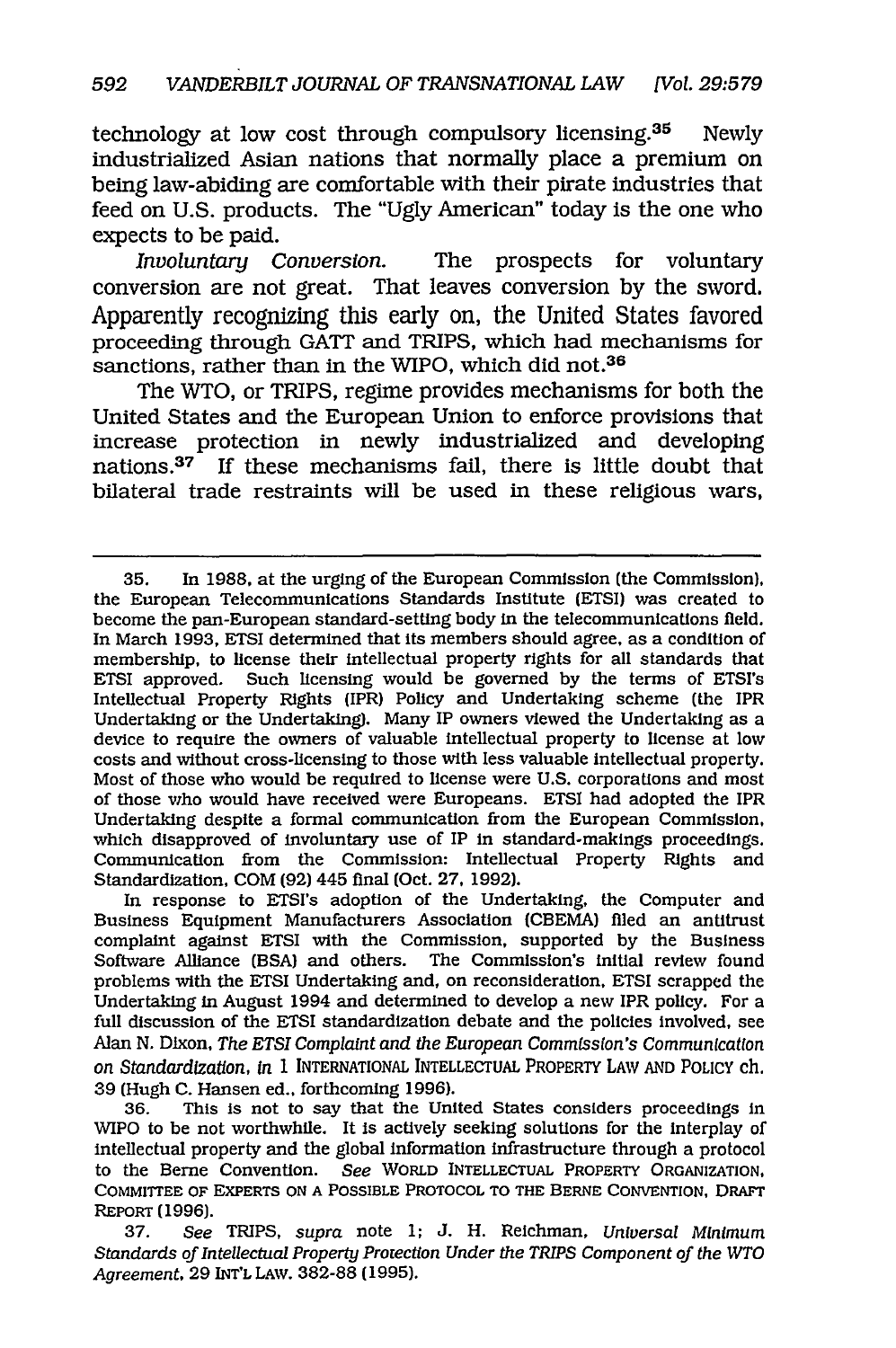technology at low cost through compulsory licensing.[35] Newly industrialized Asian nations that normally place a premium on being law-abiding are comfortable with their pirate industries that feed on U.S. products. The "Ugly American" today is the one who expects to be paid.

*Involuntary Conversion.* The prospects for voluntary conversion are not great. That leaves conversion by the sword. Apparently recognizing this early on, the United States favored proceeding through GATT and TRIPS, which had mechanisms for sanctions, rather than in the WIPO, which did not.[36]

The WTO, or TRIPS, regime provides mechanisms for both the United States and the European Union to enforce provisions that increase protection in newly industrialized and developing nations.[37] If these mechanisms fail, there is little doubt that bilateral trade restraints will be used in these religious wars,

---

35. In 1988, at the urging of the European Commission (the Commission), the European Telecommunications Standards Institute (ETSI) was created to become the pan-European standard-setting body in the telecommunications field. In March 1993, ETSI determined that its members should agree, as a condition of membership, to license their intellectual property rights for all standards that ETSI approved. Such licensing would be governed by the terms of ETSI's Intellectual Property Rights (IPR) Policy and Undertaking scheme (the IPR Undertaking or the Undertaking). Many IP owners viewed the Undertaking as a device to require the owners of valuable intellectual property to license at low costs and without cross-licensing to those with less valuable intellectual property. Most of those who would be required to license were U.S. corporations and most of those who would have received were Europeans. ETSI had adopted the IPR Undertaking despite a formal communication from the European Commission, which disapproved of involuntary use of IP in standard-makings proceedings. Communication from the Commission: Intellectual Property Rights and Standardization, COM (92) 445 final (Oct. 27, 1992).

In response to ETSI's adoption of the Undertaking, the Computer and Business Equipment Manufacturers Association (CBEMA) filed an antitrust complaint against ETSI with the Commission, supported by the Business Software Alliance (BSA) and others. The Commission's initial review found problems with the ETSI Undertaking and, on reconsideration, ETSI scrapped the Undertaking in August 1994 and determined to develop a new IPR policy. For a full discussion of the ETSI standardization debate and the policies involved, see Alan N. Dixon, *The ETSI Complaint and the European Commission's Communication on Standardization*, *in* 1 INTERNATIONAL INTELLECTUAL PROPERTY LAW AND POLICY ch. 39 (Hugh C. Hansen ed., forthcoming 1996).

36. This is not to say that the United States considers proceedings in WIPO to be not worthwhile. It is actively seeking solutions for the interplay of intellectual property and the global information infrastructure through a protocol to the Berne Convention. *See* WORLD INTELLECTUAL PROPERTY ORGANIZATION, COMMITTEE OF EXPERTS ON A POSSIBLE PROTOCOL TO THE BERNE CONVENTION, DRAFT REPORT (1996).

37. *See* TRIPS, *supra* note 1; J. H. Reichman, *Universal Minimum Standards of Intellectual Property Protection Under the TRIPS Component of the WTO Agreement*, 29 INT'L LAW. 382-88 (1995).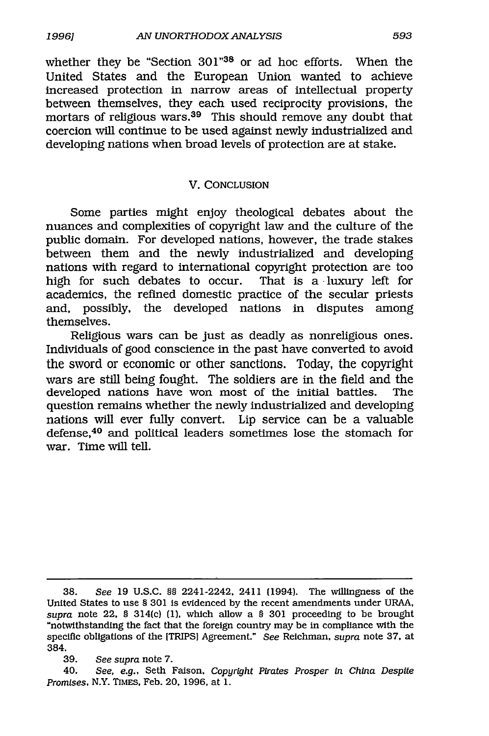whether they be "Section 301"[38] or ad hoc efforts. When the United States and the European Union wanted to achieve increased protection in narrow areas of intellectual property between themselves, they each used reciprocity provisions, the mortars of religious wars.[39] This should remove any doubt that coercion will continue to be used against newly industrialized and developing nations when broad levels of protection are at stake.

## V. CONCLUSION

Some parties might enjoy theological debates about the nuances and complexities of copyright law and the culture of the public domain. For developed nations, however, the trade stakes between them and the newly industrialized and developing nations with regard to international copyright protection are too high for such debates to occur. That is a luxury left for academics, the refined domestic practice of the secular priests and, possibly, the developed nations in disputes among themselves.

Religious wars can be just as deadly as nonreligious ones. Individuals of good conscience in the past have converted to avoid the sword or economic or other sanctions. Today, the copyright wars are still being fought. The soldiers are in the field and the developed nations have won most of the initial battles. The question remains whether the newly industrialized and developing nations will ever fully convert. Lip service can be a valuable defense,[40] and political leaders sometimes lose the stomach for war. Time will tell.

---

38. *See* 19 U.S.C. §§ 2241-2242, 2411 (1994). The willingness of the United States to use § 301 is evidenced by the recent amendments under URAA, *supra* note 22, § 314(c) (1), which allow a § 301 proceeding to be brought "notwithstanding the fact that the foreign country may be in compliance with the specific obligations of the [TRIPS] Agreement." *See* Reichman, *supra* note 37, at 384.

39. *See supra* note 7.

40. *See, e.g.*, Seth Faison, *Copyright Pirates Prosper in China Despite Promises*, N.Y. TIMES, Feb. 20, 1996, at 1.